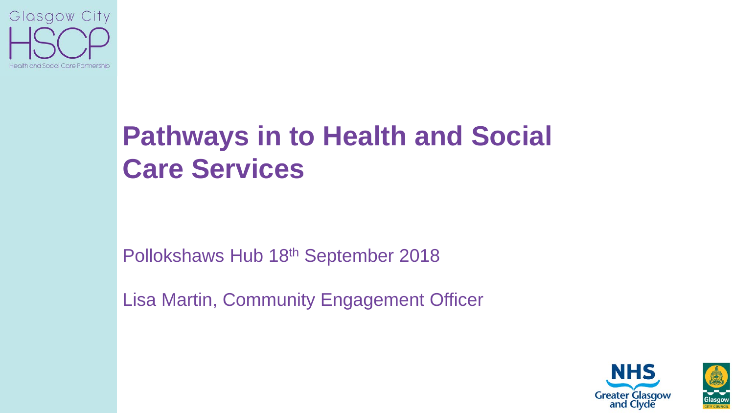Glasgow City HSCP

Health and Social Care Partnership

# Pathways in to Health and Social Care Services

Pollokshaws Hub 18th September 2018

Lisa Martin, Community Engagement Officer

NHS Greater Glasgow and Clyde

Glasgow City Council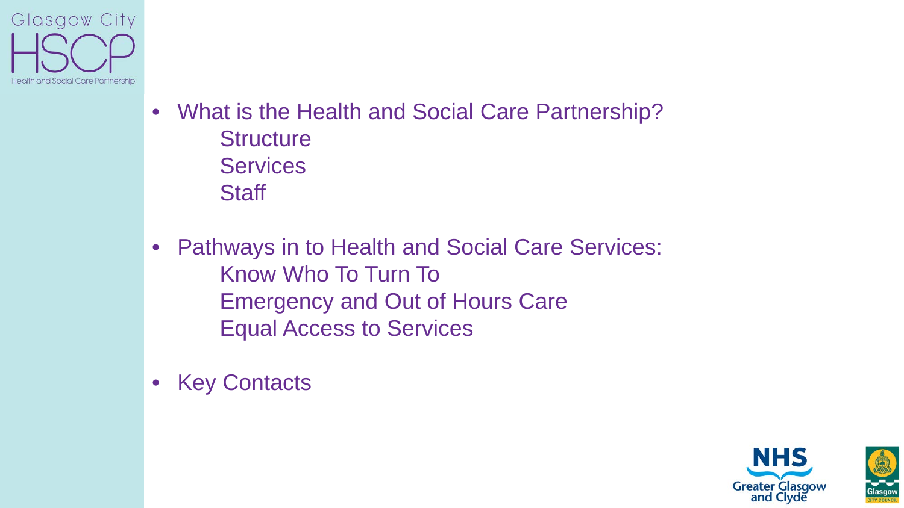- What is the Health and Social Care Partnership?
    - Structure
    - Services
    - Staff

- Pathways in to Health and Social Care Services:
    - Know Who To Turn To
    - Emergency and Out of Hours Care
    - Equal Access to Services

- Key Contacts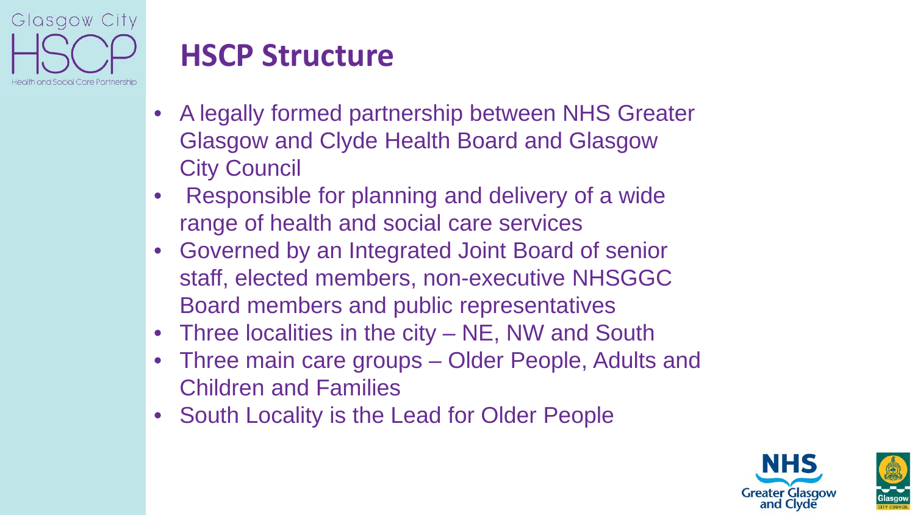## HSCP Structure

- A legally formed partnership between NHS Greater Glasgow and Clyde Health Board and Glasgow City Council
- Responsible for planning and delivery of a wide range of health and social care services
- Governed by an Integrated Joint Board of senior staff, elected members, non-executive NHSGGC Board members and public representatives
- Three localities in the city – NE, NW and South
- Three main care groups – Older People, Adults and Children and Families
- South Locality is the Lead for Older People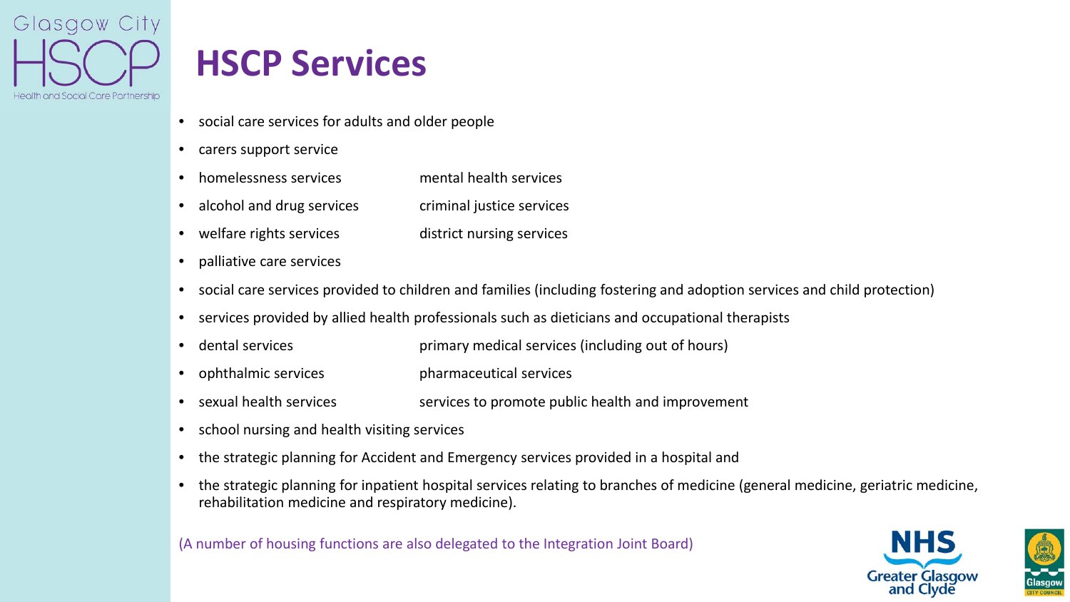# HSCP Services

- social care services for adults and older people
- carers support service
- homelessness services
- mental health services
- alcohol and drug services
- criminal justice services
- welfare rights services
- district nursing services
- palliative care services
- social care services provided to children and families (including fostering and adoption services and child protection)
- services provided by allied health professionals such as dieticians and occupational therapists
- dental services
- primary medical services (including out of hours)
- ophthalmic services
- pharmaceutical services
- sexual health services
- services to promote public health and improvement
- school nursing and health visiting services
- the strategic planning for Accident and Emergency services provided in a hospital and
- the strategic planning for inpatient hospital services relating to branches of medicine (general medicine, geriatric medicine, rehabilitation medicine and respiratory medicine).

(A number of housing functions are also delegated to the Integration Joint Board)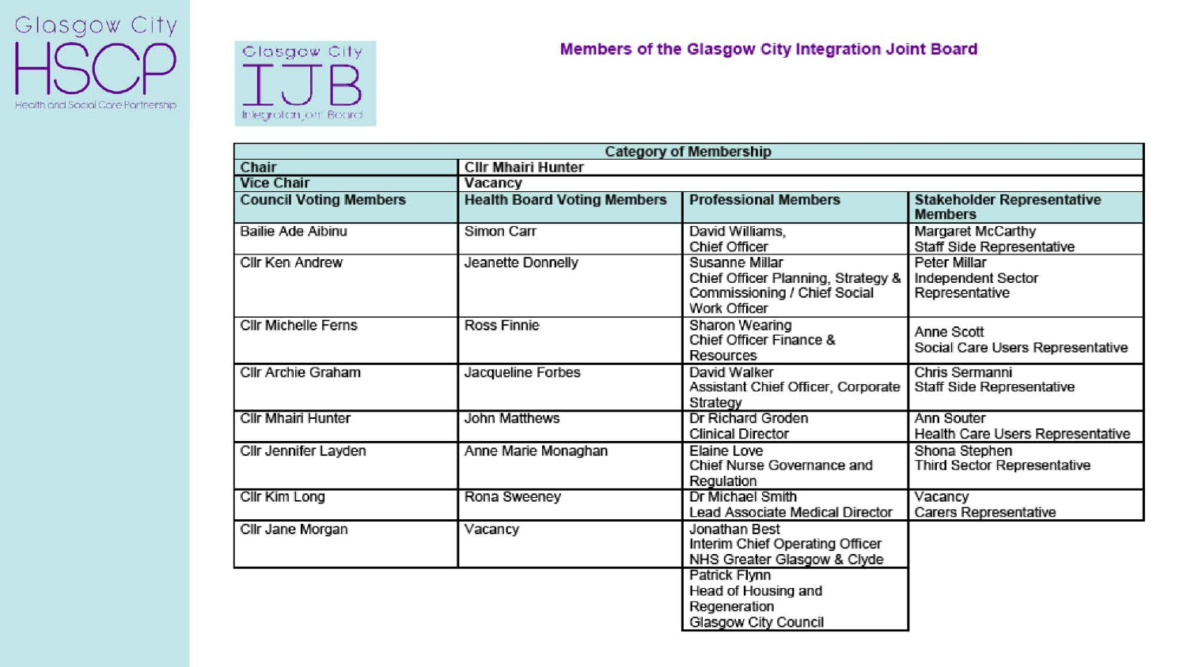## Members of the Glasgow City Integration Joint Board

| Category of Membership | | | |
|---|---|---|---|
| **Chair** | **Cllr Mhairi Hunter** | | |
| **Vice Chair** | **Vacancy** | | |
| **Council Voting Members** | **Health Board Voting Members** | **Professional Members** | **Stakeholder Representative Members** |
| Bailie Ade Aibinu | Simon Carr | David Williams, Chief Officer | Margaret McCarthy Staff Side Representative |
| Cllr Ken Andrew | Jeanette Donnelly | Susanne Millar Chief Officer Planning, Strategy & Commissioning / Chief Social Work Officer | Peter Millar Independent Sector Representative |
| Cllr Michelle Ferns | Ross Finnie | Sharon Wearing Chief Officer Finance & Resources | Anne Scott Social Care Users Representative |
| Cllr Archie Graham | Jacqueline Forbes | David Walker Assistant Chief Officer, Corporate Strategy | Chris Sermanni Staff Side Representative |
| Cllr Mhairi Hunter | John Matthews | Dr Richard Groden Clinical Director | Ann Souter Health Care Users Representative |
| Cllr Jennifer Layden | Anne Marie Monaghan | Elaine Love Chief Nurse Governance and Regulation | Shona Stephen Third Sector Representative |
| Cllr Kim Long | Rona Sweeney | Dr Michael Smith Lead Associate Medical Director | Vacancy Carers Representative |
| Cllr Jane Morgan | Vacancy | Jonathan Best Interim Chief Operating Officer NHS Greater Glasgow & Clyde | |
| | | Patrick Flynn Head of Housing and Regeneration Glasgow City Council | |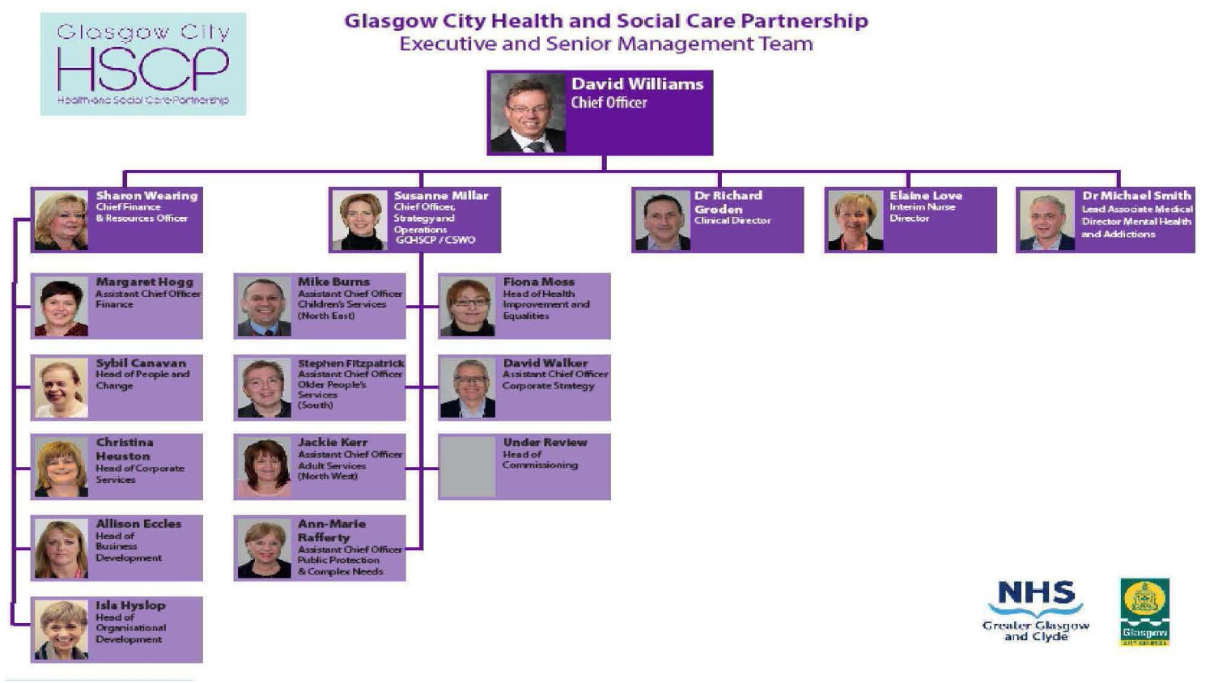# Glasgow City Health and Social Care Partnership
## Executive and Senior Management Team

Glasgow City HSCP – Health and Social Care Partnership

**David Williams**
Chief Officer

- **Sharon Wearing** – Chief Finance & Resources Officer
  - **Margaret Hogg** – Assistant Chief Officer Finance
  - **Sybil Canavan** – Head of People and Change
  - **Christina Heuston** – Head of Corporate Services
  - **Allison Eccles** – Head of Business Development
  - **Isla Hyslop** – Head of Organisational Development
- **Susanne Millar** – Chief Officer, Strategy and Operations GCHSCP / CSWO
  - **Mike Burns** – Assistant Chief Officer Children's Services (North East)
  - **Stephen Fitzpatrick** – Assistant Chief Officer Older People's Services (South)
  - **Jackie Kerr** – Assistant Chief Officer Adult Services (North West)
  - **Ann-Marie Rafferty** – Assistant Chief Officer Public Protection & Complex Needs
  - **Fiona Moss** – Head of Health Improvement and Equalities
  - **David Walker** – Assistant Chief Officer Corporate Strategy
  - **Under Review** – Head of Commissioning
- **Dr Richard Groden** – Clinical Director
- **Elaine Love** – Interim Nurse Director
- **Dr Michael Smith** – Lead Associate Medical Director Mental Health and Addictions

NHS Greater Glasgow and Clyde

Glasgow City Council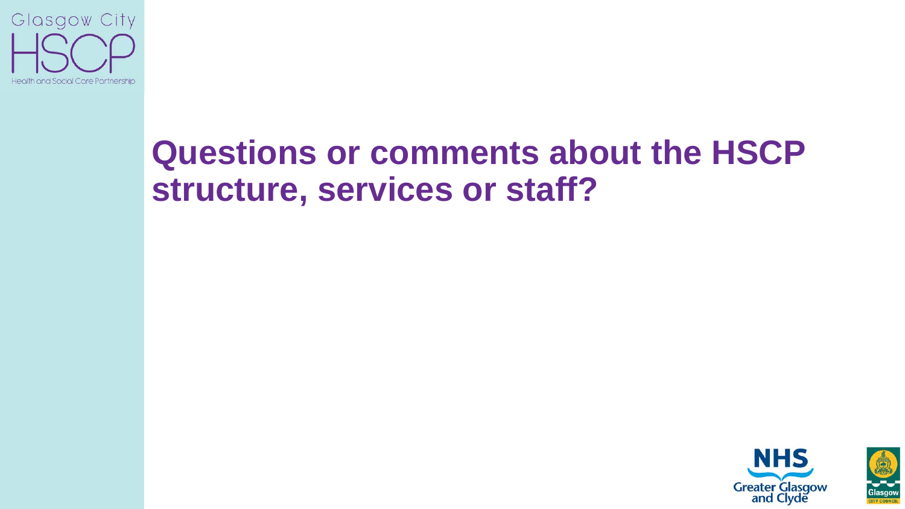# Questions or comments about the HSCP structure, services or staff?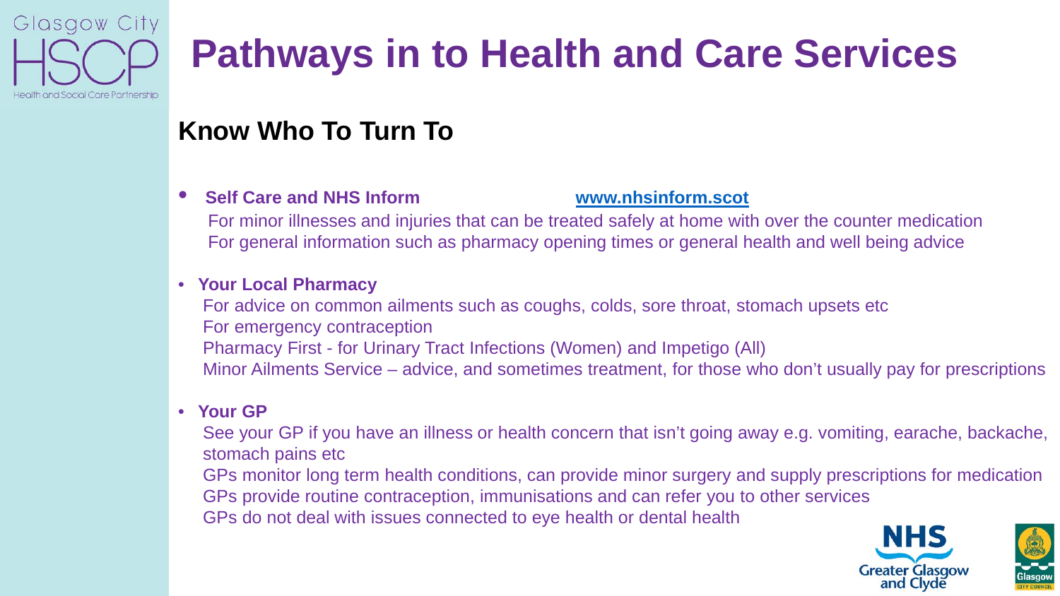# Pathways in to Health and Care Services

## Know Who To Turn To

- **Self Care and NHS Inform** www.nhsinform.scot
  For minor illnesses and injuries that can be treated safely at home with over the counter medication
  For general information such as pharmacy opening times or general health and well being advice

- **Your Local Pharmacy**
  For advice on common ailments such as coughs, colds, sore throat, stomach upsets etc
  For emergency contraception
  Pharmacy First - for Urinary Tract Infections (Women) and Impetigo (All)
  Minor Ailments Service – advice, and sometimes treatment, for those who don't usually pay for prescriptions

- **Your GP**
  See your GP if you have an illness or health concern that isn't going away e.g. vomiting, earache, backache, stomach pains etc
  GPs monitor long term health conditions, can provide minor surgery and supply prescriptions for medication
  GPs provide routine contraception, immunisations and can refer you to other services
  GPs do not deal with issues connected to eye health or dental health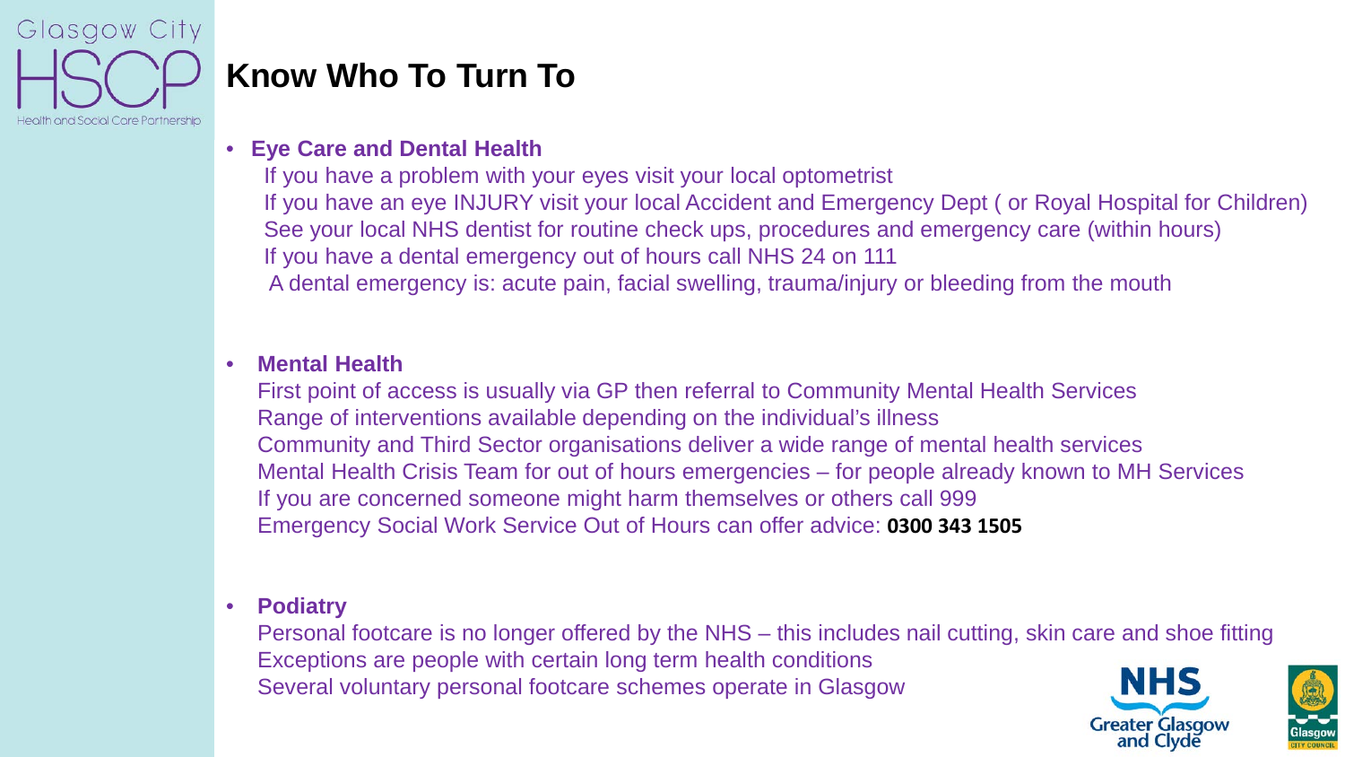# Know Who To Turn To

- **Eye Care and Dental Health**

  If you have a problem with your eyes visit your local optometrist
  If you have an eye INJURY visit your local Accident and Emergency Dept ( or Royal Hospital for Children)
  See your local NHS dentist for routine check ups, procedures and emergency care (within hours)
  If you have a dental emergency out of hours call NHS 24 on 111
  A dental emergency is: acute pain, facial swelling, trauma/injury or bleeding from the mouth

- **Mental Health**

  First point of access is usually via GP then referral to Community Mental Health Services
  Range of interventions available depending on the individual's illness
  Community and Third Sector organisations deliver a wide range of mental health services
  Mental Health Crisis Team for out of hours emergencies – for people already known to MH Services
  If you are concerned someone might harm themselves or others call 999
  Emergency Social Work Service Out of Hours can offer advice: **0300 343 1505**

- **Podiatry**

  Personal footcare is no longer offered by the NHS – this includes nail cutting, skin care and shoe fitting
  Exceptions are people with certain long term health conditions
  Several voluntary personal footcare schemes operate in Glasgow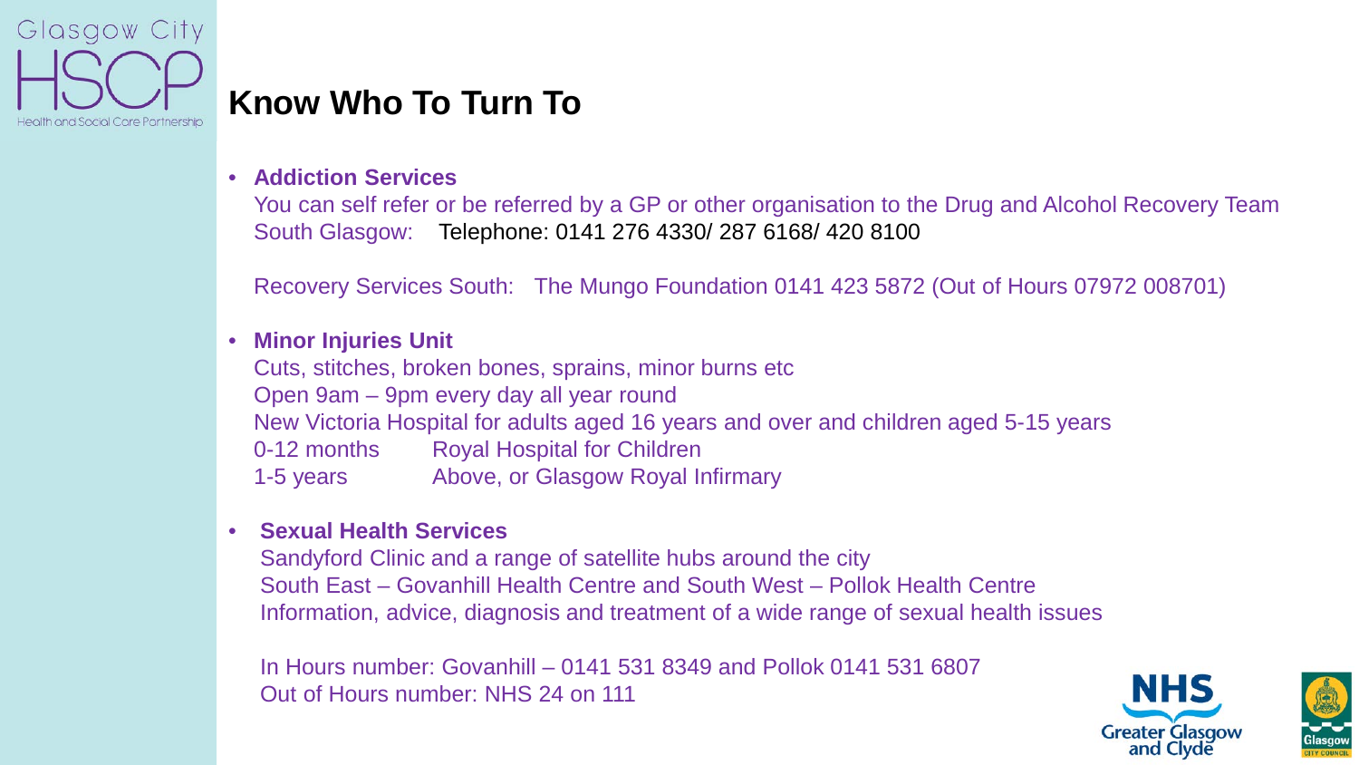# Know Who To Turn To

- **Addiction Services**
  You can self refer or be referred by a GP or other organisation to the Drug and Alcohol Recovery Team
  South Glasgow: Telephone: 0141 276 4330/ 287 6168/ 420 8100

  Recovery Services South: The Mungo Foundation 0141 423 5872 (Out of Hours 07972 008701)

- **Minor Injuries Unit**
  Cuts, stitches, broken bones, sprains, minor burns etc
  Open 9am – 9pm every day all year round
  New Victoria Hospital for adults aged 16 years and over and children aged 5-15 years
  0-12 months Royal Hospital for Children
  1-5 years Above, or Glasgow Royal Infirmary

- **Sexual Health Services**
  Sandyford Clinic and a range of satellite hubs around the city
  South East – Govanhill Health Centre and South West – Pollok Health Centre
  Information, advice, diagnosis and treatment of a wide range of sexual health issues

  In Hours number: Govanhill – 0141 531 8349 and Pollok 0141 531 6807
  Out of Hours number: NHS 24 on 111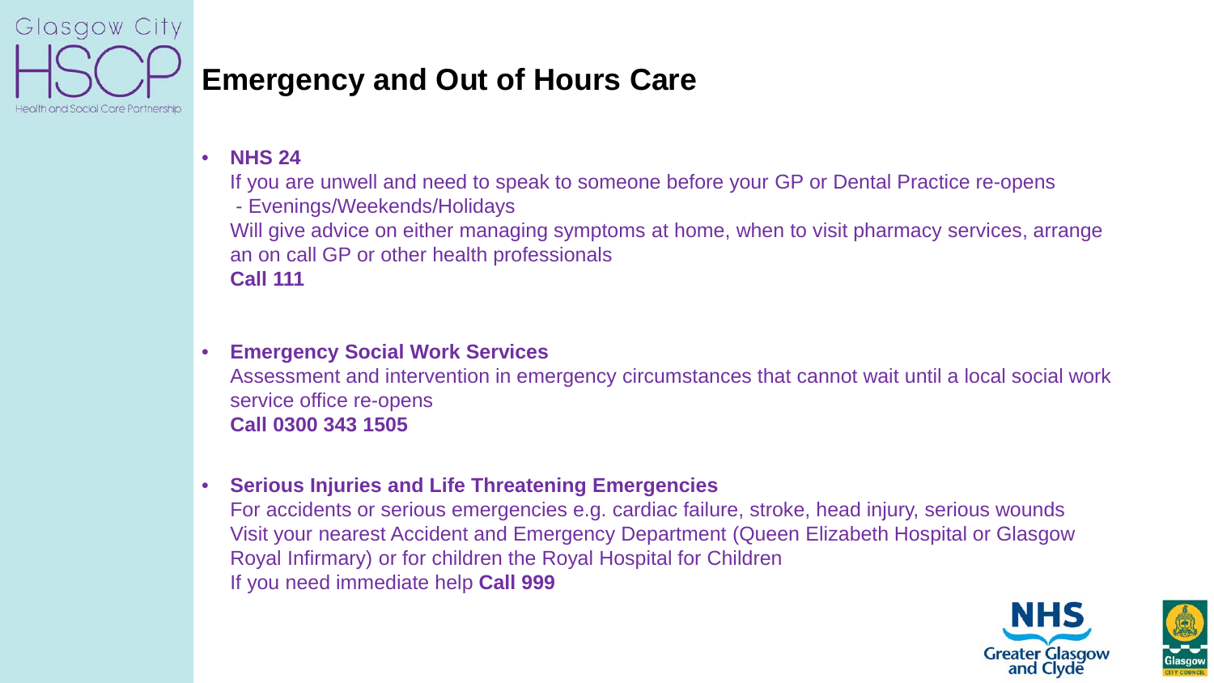# Emergency and Out of Hours Care

- **NHS 24**
  If you are unwell and need to speak to someone before your GP or Dental Practice re-opens
  - Evenings/Weekends/Holidays

  Will give advice on either managing symptoms at home, when to visit pharmacy services, arrange an on call GP or other health professionals
  **Call 111**

- **Emergency Social Work Services**
  Assessment and intervention in emergency circumstances that cannot wait until a local social work service office re-opens
  **Call 0300 343 1505**

- **Serious Injuries and Life Threatening Emergencies**
  For accidents or serious emergencies e.g. cardiac failure, stroke, head injury, serious wounds
  Visit your nearest Accident and Emergency Department (Queen Elizabeth Hospital or Glasgow Royal Infirmary) or for children the Royal Hospital for Children
  If you need immediate help **Call 999**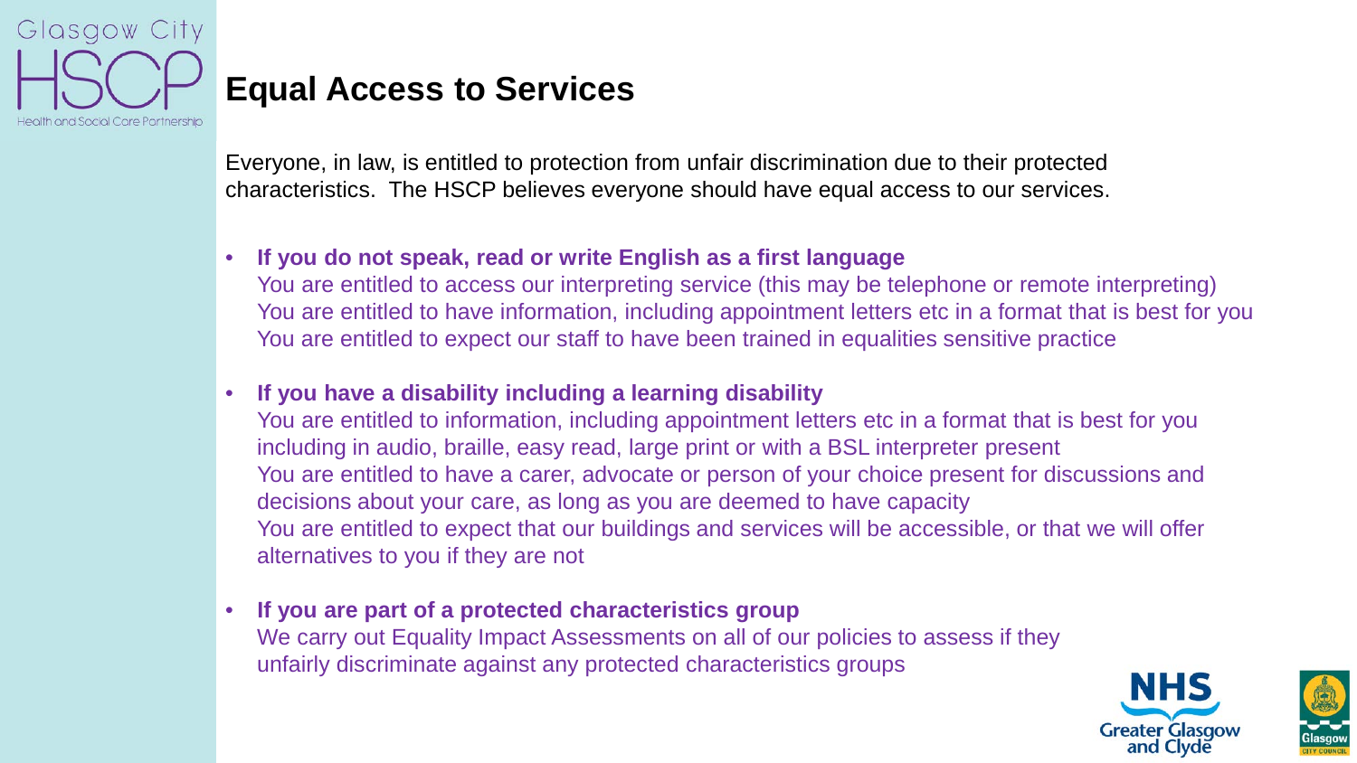# Equal Access to Services

Everyone, in law, is entitled to protection from unfair discrimination due to their protected characteristics. The HSCP believes everyone should have equal access to our services.

- **If you do not speak, read or write English as a first language**
  You are entitled to access our interpreting service (this may be telephone or remote interpreting)
  You are entitled to have information, including appointment letters etc in a format that is best for you
  You are entitled to expect our staff to have been trained in equalities sensitive practice

- **If you have a disability including a learning disability**
  You are entitled to information, including appointment letters etc in a format that is best for you including in audio, braille, easy read, large print or with a BSL interpreter present
  You are entitled to have a carer, advocate or person of your choice present for discussions and decisions about your care, as long as you are deemed to have capacity
  You are entitled to expect that our buildings and services will be accessible, or that we will offer alternatives to you if they are not

- **If you are part of a protected characteristics group**
  We carry out Equality Impact Assessments on all of our policies to assess if they unfairly discriminate against any protected characteristics groups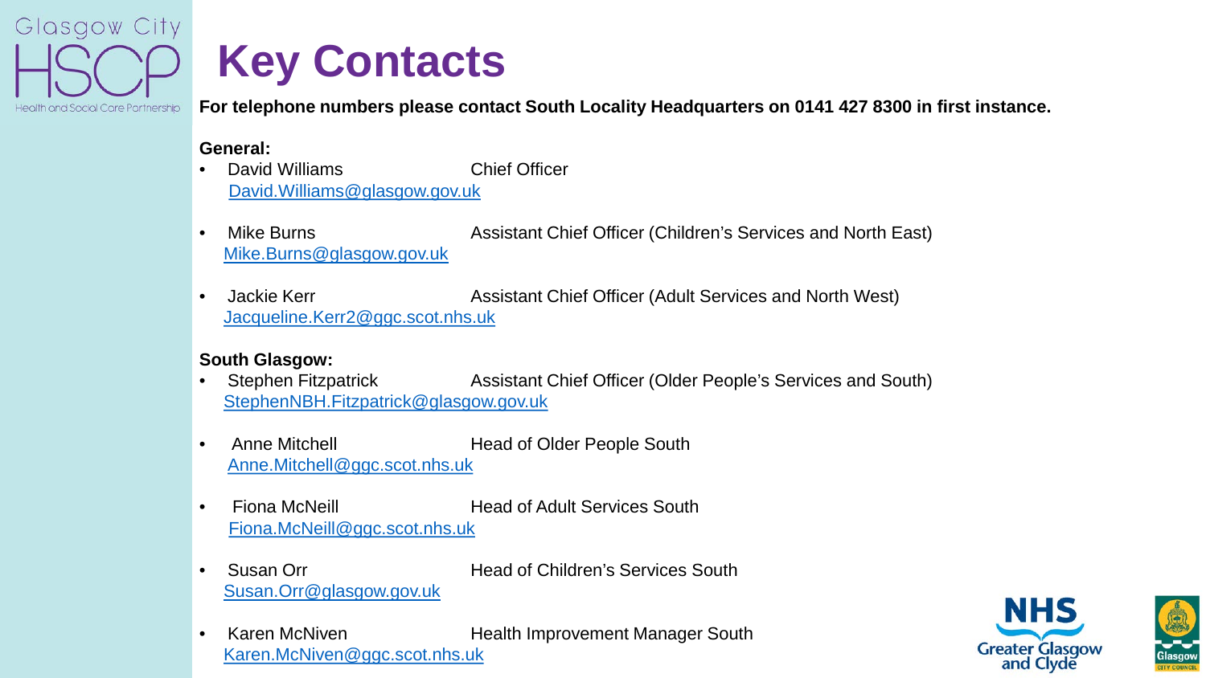# Key Contacts

**For telephone numbers please contact South Locality Headquarters on 0141 427 8300 in first instance.**

**General:**

- David Williams — Chief Officer
  David.Williams@glasgow.gov.uk

- Mike Burns — Assistant Chief Officer (Children's Services and North East)
  Mike.Burns@glasgow.gov.uk

- Jackie Kerr — Assistant Chief Officer (Adult Services and North West)
  Jacqueline.Kerr2@ggc.scot.nhs.uk

**South Glasgow:**

- Stephen Fitzpatrick — Assistant Chief Officer (Older People's Services and South)
  StephenNBH.Fitzpatrick@glasgow.gov.uk

- Anne Mitchell — Head of Older People South
  Anne.Mitchell@ggc.scot.nhs.uk

- Fiona McNeill — Head of Adult Services South
  Fiona.McNeill@ggc.scot.nhs.uk

- Susan Orr — Head of Children's Services South
  Susan.Orr@glasgow.gov.uk

- Karen McNiven — Health Improvement Manager South
  Karen.McNiven@ggc.scot.nhs.uk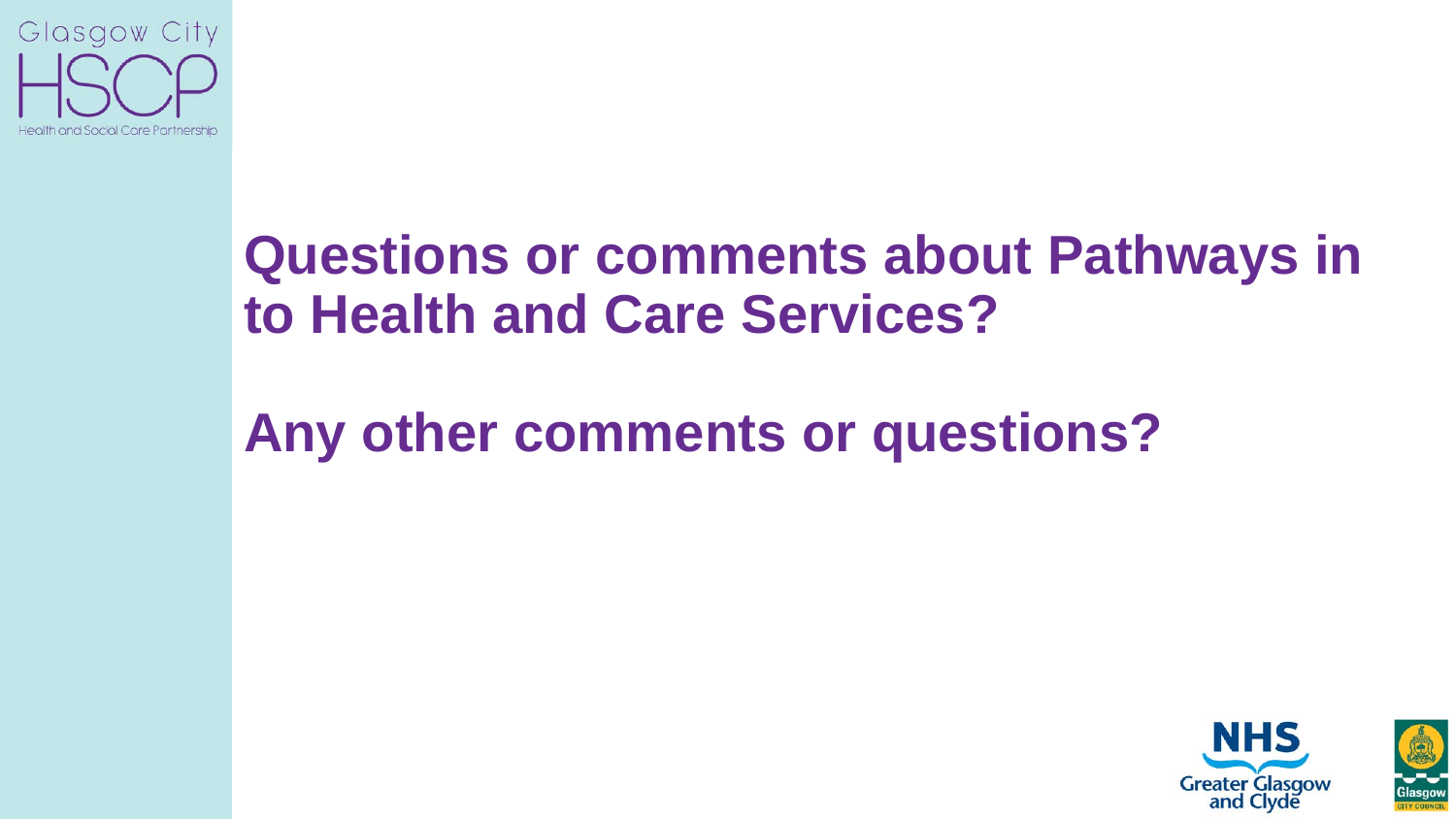# Questions or comments about Pathways in to Health and Care Services?

# Any other comments or questions?